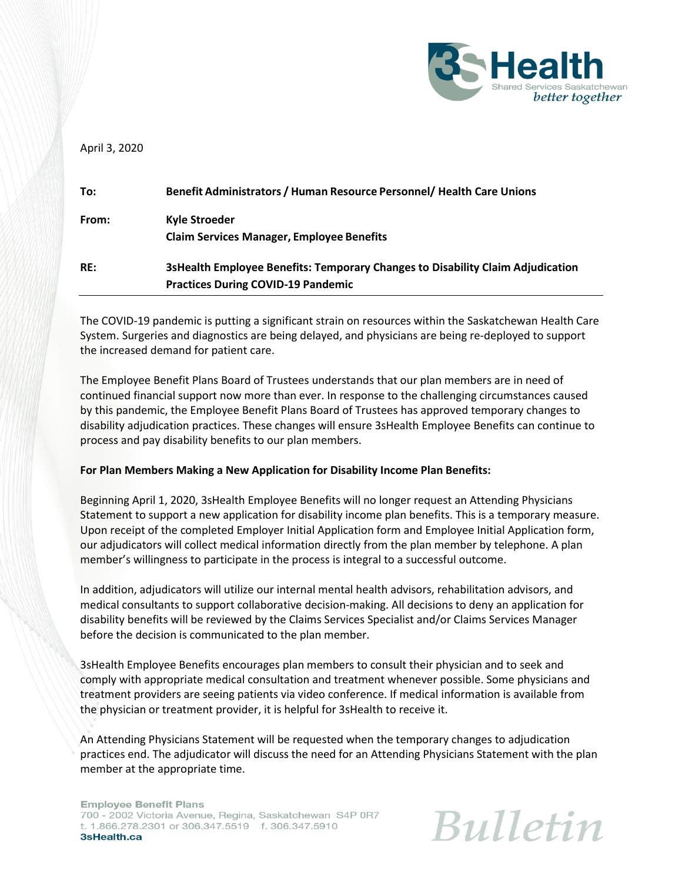April 3, 2020

| | |
|---|---|
| **To:** | **Benefit Administrators / Human Resource Personnel/ Health Care Unions** |
| **From:** | **Kyle Stroeder**<br>**Claim Services Manager, Employee Benefits** |
| **RE:** | **3sHealth Employee Benefits: Temporary Changes to Disability Claim Adjudication Practices During COVID-19 Pandemic** |

The COVID-19 pandemic is putting a significant strain on resources within the Saskatchewan Health Care System. Surgeries and diagnostics are being delayed, and physicians are being re-deployed to support the increased demand for patient care.

The Employee Benefit Plans Board of Trustees understands that our plan members are in need of continued financial support now more than ever. In response to the challenging circumstances caused by this pandemic, the Employee Benefit Plans Board of Trustees has approved temporary changes to disability adjudication practices. These changes will ensure 3sHealth Employee Benefits can continue to process and pay disability benefits to our plan members.

**For Plan Members Making a New Application for Disability Income Plan Benefits:**

Beginning April 1, 2020, 3sHealth Employee Benefits will no longer request an Attending Physicians Statement to support a new application for disability income plan benefits. This is a temporary measure. Upon receipt of the completed Employer Initial Application form and Employee Initial Application form, our adjudicators will collect medical information directly from the plan member by telephone. A plan member's willingness to participate in the process is integral to a successful outcome.

In addition, adjudicators will utilize our internal mental health advisors, rehabilitation advisors, and medical consultants to support collaborative decision-making. All decisions to deny an application for disability benefits will be reviewed by the Claims Services Specialist and/or Claims Services Manager before the decision is communicated to the plan member.

3sHealth Employee Benefits encourages plan members to consult their physician and to seek and comply with appropriate medical consultation and treatment whenever possible. Some physicians and treatment providers are seeing patients via video conference. If medical information is available from the physician or treatment provider, it is helpful for 3sHealth to receive it.

An Attending Physicians Statement will be requested when the temporary changes to adjudication practices end. The adjudicator will discuss the need for an Attending Physicians Statement with the plan member at the appropriate time.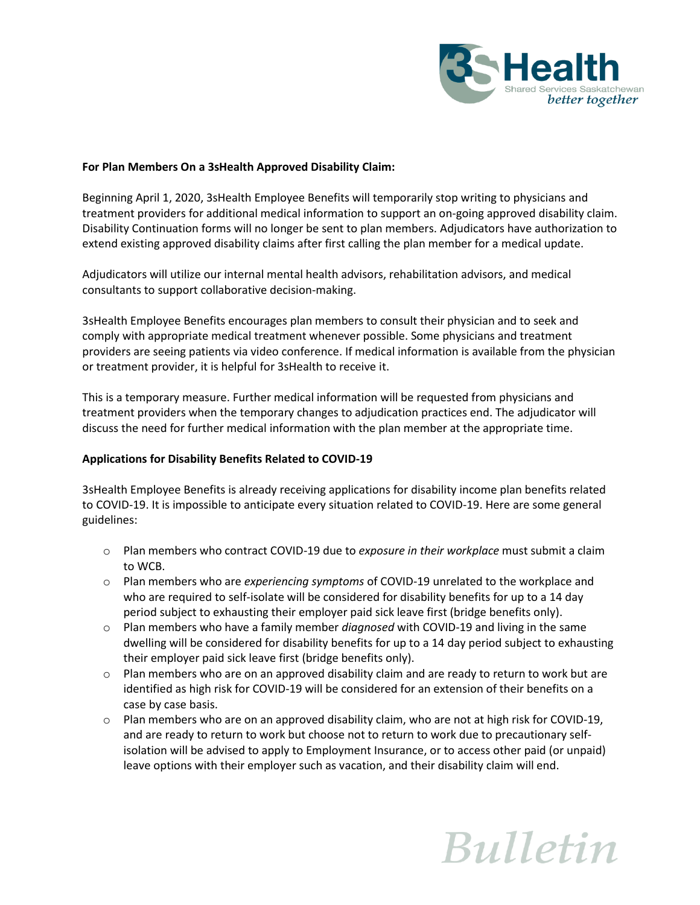**For Plan Members On a 3sHealth Approved Disability Claim:**

Beginning April 1, 2020, 3sHealth Employee Benefits will temporarily stop writing to physicians and treatment providers for additional medical information to support an on-going approved disability claim. Disability Continuation forms will no longer be sent to plan members. Adjudicators have authorization to extend existing approved disability claims after first calling the plan member for a medical update.

Adjudicators will utilize our internal mental health advisors, rehabilitation advisors, and medical consultants to support collaborative decision-making.

3sHealth Employee Benefits encourages plan members to consult their physician and to seek and comply with appropriate medical treatment whenever possible. Some physicians and treatment providers are seeing patients via video conference. If medical information is available from the physician or treatment provider, it is helpful for 3sHealth to receive it.

This is a temporary measure. Further medical information will be requested from physicians and treatment providers when the temporary changes to adjudication practices end. The adjudicator will discuss the need for further medical information with the plan member at the appropriate time.

**Applications for Disability Benefits Related to COVID-19**

3sHealth Employee Benefits is already receiving applications for disability income plan benefits related to COVID-19. It is impossible to anticipate every situation related to COVID-19. Here are some general guidelines:

- Plan members who contract COVID-19 due to *exposure in their workplace* must submit a claim to WCB.
- Plan members who are *experiencing symptoms* of COVID-19 unrelated to the workplace and who are required to self-isolate will be considered for disability benefits for up to a 14 day period subject to exhausting their employer paid sick leave first (bridge benefits only).
- Plan members who have a family member *diagnosed* with COVID-19 and living in the same dwelling will be considered for disability benefits for up to a 14 day period subject to exhausting their employer paid sick leave first (bridge benefits only).
- Plan members who are on an approved disability claim and are ready to return to work but are identified as high risk for COVID-19 will be considered for an extension of their benefits on a case by case basis.
- Plan members who are on an approved disability claim, who are not at high risk for COVID-19, and are ready to return to work but choose not to return to work due to precautionary self-isolation will be advised to apply to Employment Insurance, or to access other paid (or unpaid) leave options with their employer such as vacation, and their disability claim will end.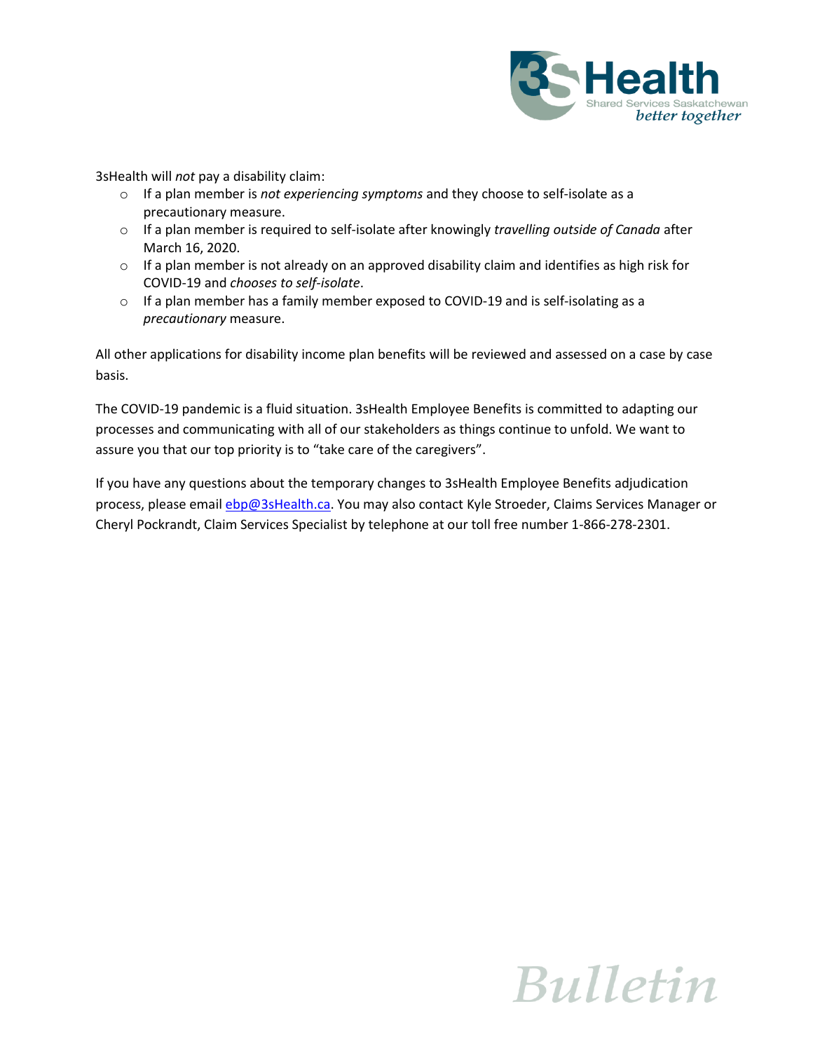3sHealth will *not* pay a disability claim:

- If a plan member is *not experiencing symptoms* and they choose to self-isolate as a precautionary measure.
- If a plan member is required to self-isolate after knowingly *travelling outside of Canada* after March 16, 2020.
- If a plan member is not already on an approved disability claim and identifies as high risk for COVID-19 and *chooses to self-isolate*.
- If a plan member has a family member exposed to COVID-19 and is self-isolating as a *precautionary* measure.

All other applications for disability income plan benefits will be reviewed and assessed on a case by case basis.

The COVID-19 pandemic is a fluid situation. 3sHealth Employee Benefits is committed to adapting our processes and communicating with all of our stakeholders as things continue to unfold. We want to assure you that our top priority is to "take care of the caregivers".

If you have any questions about the temporary changes to 3sHealth Employee Benefits adjudication process, please email ebp@3sHealth.ca. You may also contact Kyle Stroeder, Claims Services Manager or Cheryl Pockrandt, Claim Services Specialist by telephone at our toll free number 1-866-278-2301.